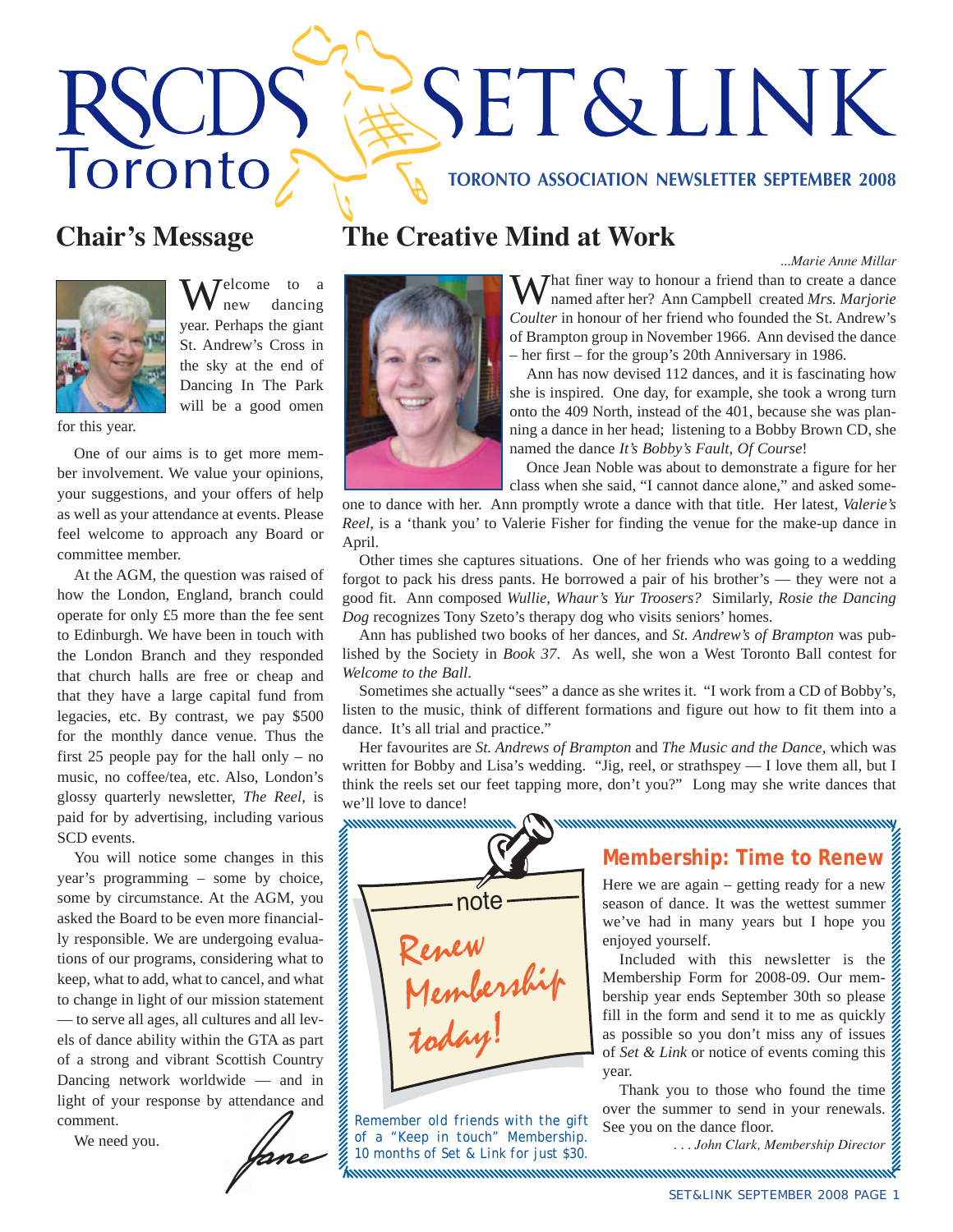# RSCDS Toronto SET&LINK

**TORONTO ASSOCIATION NEWSLETTER SEPTEMBER 2008**

## Chair's Message

Welcome to a new dancing year. Perhaps the giant St. Andrew's Cross in the sky at the end of Dancing In The Park will be a good omen for this year.

One of our aims is to get more member involvement. We value your opinions, your suggestions, and your offers of help as well as your attendance at events. Please feel welcome to approach any Board or committee member.

At the AGM, the question was raised of how the London, England, branch could operate for only £5 more than the fee sent to Edinburgh. We have been in touch with the London Branch and they responded that church halls are free or cheap and that they have a large capital fund from legacies, etc. By contrast, we pay $500 for the monthly dance venue. Thus the first 25 people pay for the hall only – no music, no coffee/tea, etc. Also, London's glossy quarterly newsletter, *The Reel*, is paid for by advertising, including various SCD events.

You will notice some changes in this year's programming – some by choice, some by circumstance. At the AGM, you asked the Board to be even more financially responsible. We are undergoing evaluations of our programs, considering what to keep, what to add, what to cancel, and what to change in light of our mission statement — to serve all ages, all cultures and all levels of dance ability within the GTA as part of a strong and vibrant Scottish Country Dancing network worldwide — and in light of your response by attendance and comment.

We need you.

*Jane*

## The Creative Mind at Work

*...Marie Anne Millar*

What finer way to honour a friend than to create a dance named after her? Ann Campbell created *Mrs. Marjorie Coulter* in honour of her friend who founded the St. Andrew's of Brampton group in November 1966. Ann devised the dance – her first – for the group's 20th Anniversary in 1986.

Ann has now devised 112 dances, and it is fascinating how she is inspired. One day, for example, she took a wrong turn onto the 409 North, instead of the 401, because she was planning a dance in her head; listening to a Bobby Brown CD, she named the dance *It's Bobby's Fault, Of Course*!

Once Jean Noble was about to demonstrate a figure for her class when she said, "I cannot dance alone," and asked someone to dance with her. Ann promptly wrote a dance with that title. Her latest, *Valerie's Reel*, is a 'thank you' to Valerie Fisher for finding the venue for the make-up dance in April.

Other times she captures situations. One of her friends who was going to a wedding forgot to pack his dress pants. He borrowed a pair of his brother's — they were not a good fit. Ann composed *Wullie, Whaur's Yur Troosers?* Similarly, *Rosie the Dancing Dog* recognizes Tony Szeto's therapy dog who visits seniors' homes.

Ann has published two books of her dances, and *St. Andrew's of Brampton* was published by the Society in *Book 37*. As well, she won a West Toronto Ball contest for *Welcome to the Ball*.

Sometimes she actually "sees" a dance as she writes it. "I work from a CD of Bobby's, listen to the music, think of different formations and figure out how to fit them into a dance. It's all trial and practice."

Her favourites are *St. Andrews of Brampton* and *The Music and the Dance*, which was written for Bobby and Lisa's wedding. "Jig, reel, or strathspey — I love them all, but I think the reels set our feet tapping more, don't you?" Long may she write dances that we'll love to dance!

---

note

*Renew Membership today!*

Remember old friends with the gift of a "Keep in touch" Membership. 10 months of Set & Link for just $30.

### Membership: Time to Renew

Here we are again – getting ready for a new season of dance. It was the wettest summer we've had in many years but I hope you enjoyed yourself.

Included with this newsletter is the Membership Form for 2008-09. Our membership year ends September 30th so please fill in the form and send it to me as quickly as possible so you don't miss any of issues of *Set & Link* or notice of events coming this year.

Thank you to those who found the time over the summer to send in your renewals. See you on the dance floor.

*. . . John Clark, Membership Director*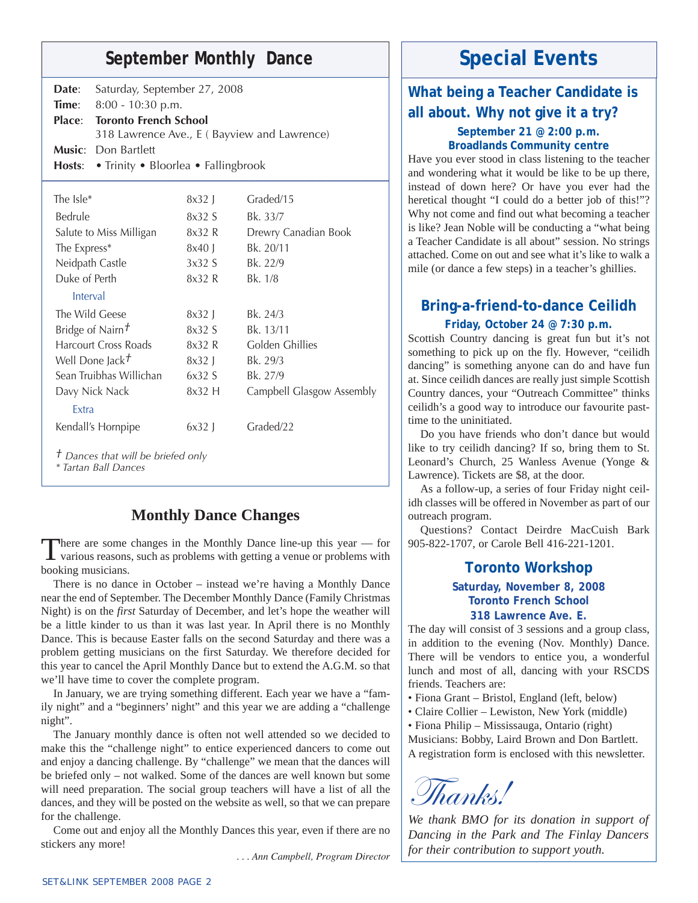## September Monthly Dance

**Date**: Saturday, September 27, 2008
**Time**: 8:00 - 10:30 p.m.
**Place**: **Toronto French School**
318 Lawrence Ave., E ( Bayview and Lawrence)
**Music**: Don Bartlett
**Hosts**: • Trinity • Bloorlea • Fallingbrook

| | | |
|---|---|---|
| The Isle* | 8x32 J | Graded/15 |
| Bedrule | 8x32 S | Bk. 33/7 |
| Salute to Miss Milligan | 8x32 R | Drewry Canadian Book |
| The Express* | 8x40 J | Bk. 20/11 |
| Neidpath Castle | 3x32 S | Bk. 22/9 |
| Duke of Perth | 8x32 R | Bk. 1/8 |
| Interval | | |
| The Wild Geese | 8x32 J | Bk. 24/3 |
| Bridge of Nairn† | 8x32 S | Bk. 13/11 |
| Harcourt Cross Roads | 8x32 R | Golden Ghillies |
| Well Done Jack† | 8x32 J | Bk. 29/3 |
| Sean Truibhas Willichan | 6x32 S | Bk. 27/9 |
| Davy Nick Nack | 8x32 H | Campbell Glasgow Assembly |
| Extra | | |
| Kendall's Hornpipe | 6x32 J | Graded/22 |

*† Dances that will be briefed only*
*\* Tartan Ball Dances*

## Monthly Dance Changes

There are some changes in the Monthly Dance line-up this year — for various reasons, such as problems with getting a venue or problems with booking musicians.

There is no dance in October – instead we're having a Monthly Dance near the end of September. The December Monthly Dance (Family Christmas Night) is on the *first* Saturday of December, and let's hope the weather will be a little kinder to us than it was last year. In April there is no Monthly Dance. This is because Easter falls on the second Saturday and there was a problem getting musicians on the first Saturday. We therefore decided for this year to cancel the April Monthly Dance but to extend the A.G.M. so that we'll have time to cover the complete program.

In January, we are trying something different. Each year we have a "family night" and a "beginners' night" and this year we are adding a "challenge night".

The January monthly dance is often not well attended so we decided to make this the "challenge night" to entice experienced dancers to come out and enjoy a dancing challenge. By "challenge" we mean that the dances will be briefed only – not walked. Some of the dances are well known but some will need preparation. The social group teachers will have a list of all the dances, and they will be posted on the website as well, so that we can prepare for the challenge.

Come out and enjoy all the Monthly Dances this year, even if there are no stickers any more!

*. . . Ann Campbell, Program Director*

# Special Events

### What being a Teacher Candidate is all about. Why not give it a try?

**September 21 @ 2:00 p.m.**
**Broadlands Community centre**

Have you ever stood in class listening to the teacher and wondering what it would be like to be up there, instead of down here? Or have you ever had the heretical thought "I could do a better job of this!"? Why not come and find out what becoming a teacher is like? Jean Noble will be conducting a "what being a Teacher Candidate is all about" session. No strings attached. Come on out and see what it's like to walk a mile (or dance a few steps) in a teacher's ghillies.

### Bring-a-friend-to-dance Ceilidh

**Friday, October 24 @ 7:30 p.m.**

Scottish Country dancing is great fun but it's not something to pick up on the fly. However, "ceilidh dancing" is something anyone can do and have fun at. Since ceilidh dances are really just simple Scottish Country dances, your "Outreach Committee" thinks ceilidh's a good way to introduce our favourite pastime to the uninitiated.

Do you have friends who don't dance but would like to try ceilidh dancing? If so, bring them to St. Leonard's Church, 25 Wanless Avenue (Yonge & Lawrence). Tickets are $8, at the door.

As a follow-up, a series of four Friday night ceilidh classes will be offered in November as part of our outreach program.

Questions? Contact Deirdre MacCuish Bark 905-822-1707, or Carole Bell 416-221-1201.

### Toronto Workshop

**Saturday, November 8, 2008**
**Toronto French School**
**318 Lawrence Ave. E.**

The day will consist of 3 sessions and a group class, in addition to the evening (Nov. Monthly) Dance. There will be vendors to entice you, a wonderful lunch and most of all, dancing with your RSCDS friends. Teachers are:

- Fiona Grant – Bristol, England (left, below)
- Claire Collier – Lewiston, New York (middle)
- Fiona Philip – Mississauga, Ontario (right)

Musicians: Bobby, Laird Brown and Don Bartlett.
A registration form is enclosed with this newsletter.

## *Thanks!*

*We thank BMO for its donation in support of Dancing in the Park and The Finlay Dancers for their contribution to support youth.*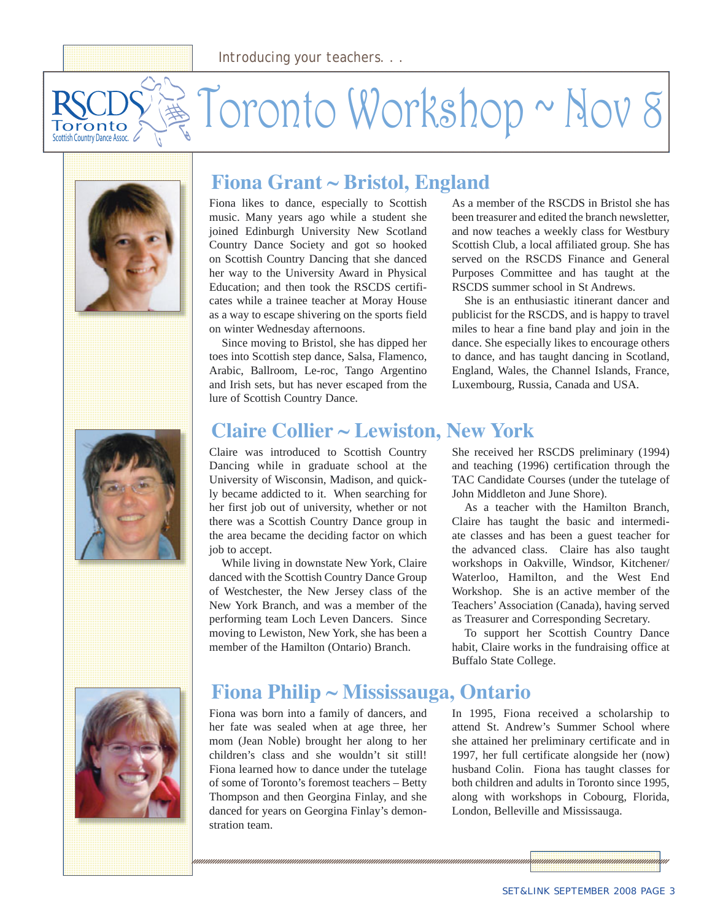Introducing your teachers. . .

# Toronto Workshop ~ Nov 8

## Fiona Grant ~ Bristol, England

Fiona likes to dance, especially to Scottish music. Many years ago while a student she joined Edinburgh University New Scotland Country Dance Society and got so hooked on Scottish Country Dancing that she danced her way to the University Award in Physical Education; and then took the RSCDS certificates while a trainee teacher at Moray House as a way to escape shivering on the sports field on winter Wednesday afternoons.

Since moving to Bristol, she has dipped her toes into Scottish step dance, Salsa, Flamenco, Arabic, Ballroom, Le-roc, Tango Argentino and Irish sets, but has never escaped from the lure of Scottish Country Dance.

As a member of the RSCDS in Bristol she has been treasurer and edited the branch newsletter, and now teaches a weekly class for Westbury Scottish Club, a local affiliated group. She has served on the RSCDS Finance and General Purposes Committee and has taught at the RSCDS summer school in St Andrews.

She is an enthusiastic itinerant dancer and publicist for the RSCDS, and is happy to travel miles to hear a fine band play and join in the dance. She especially likes to encourage others to dance, and has taught dancing in Scotland, England, Wales, the Channel Islands, France, Luxembourg, Russia, Canada and USA.

## Claire Collier ~ Lewiston, New York

Claire was introduced to Scottish Country Dancing while in graduate school at the University of Wisconsin, Madison, and quickly became addicted to it. When searching for her first job out of university, whether or not there was a Scottish Country Dance group in the area became the deciding factor on which job to accept.

While living in downstate New York, Claire danced with the Scottish Country Dance Group of Westchester, the New Jersey class of the New York Branch, and was a member of the performing team Loch Leven Dancers. Since moving to Lewiston, New York, she has been a member of the Hamilton (Ontario) Branch.

She received her RSCDS preliminary (1994) and teaching (1996) certification through the TAC Candidate Courses (under the tutelage of John Middleton and June Shore).

As a teacher with the Hamilton Branch, Claire has taught the basic and intermediate classes and has been a guest teacher for the advanced class. Claire has also taught workshops in Oakville, Windsor, Kitchener/Waterloo, Hamilton, and the West End Workshop. She is an active member of the Teachers' Association (Canada), having served as Treasurer and Corresponding Secretary.

To support her Scottish Country Dance habit, Claire works in the fundraising office at Buffalo State College.

## Fiona Philip ~ Mississauga, Ontario

Fiona was born into a family of dancers, and her fate was sealed when at age three, her mom (Jean Noble) brought her along to her children's class and she wouldn't sit still! Fiona learned how to dance under the tutelage of some of Toronto's foremost teachers – Betty Thompson and then Georgina Finlay, and she danced for years on Georgina Finlay's demonstration team.

In 1995, Fiona received a scholarship to attend St. Andrew's Summer School where she attained her preliminary certificate and in 1997, her full certificate alongside her (now) husband Colin. Fiona has taught classes for both children and adults in Toronto since 1995, along with workshops in Cobourg, Florida, London, Belleville and Mississauga.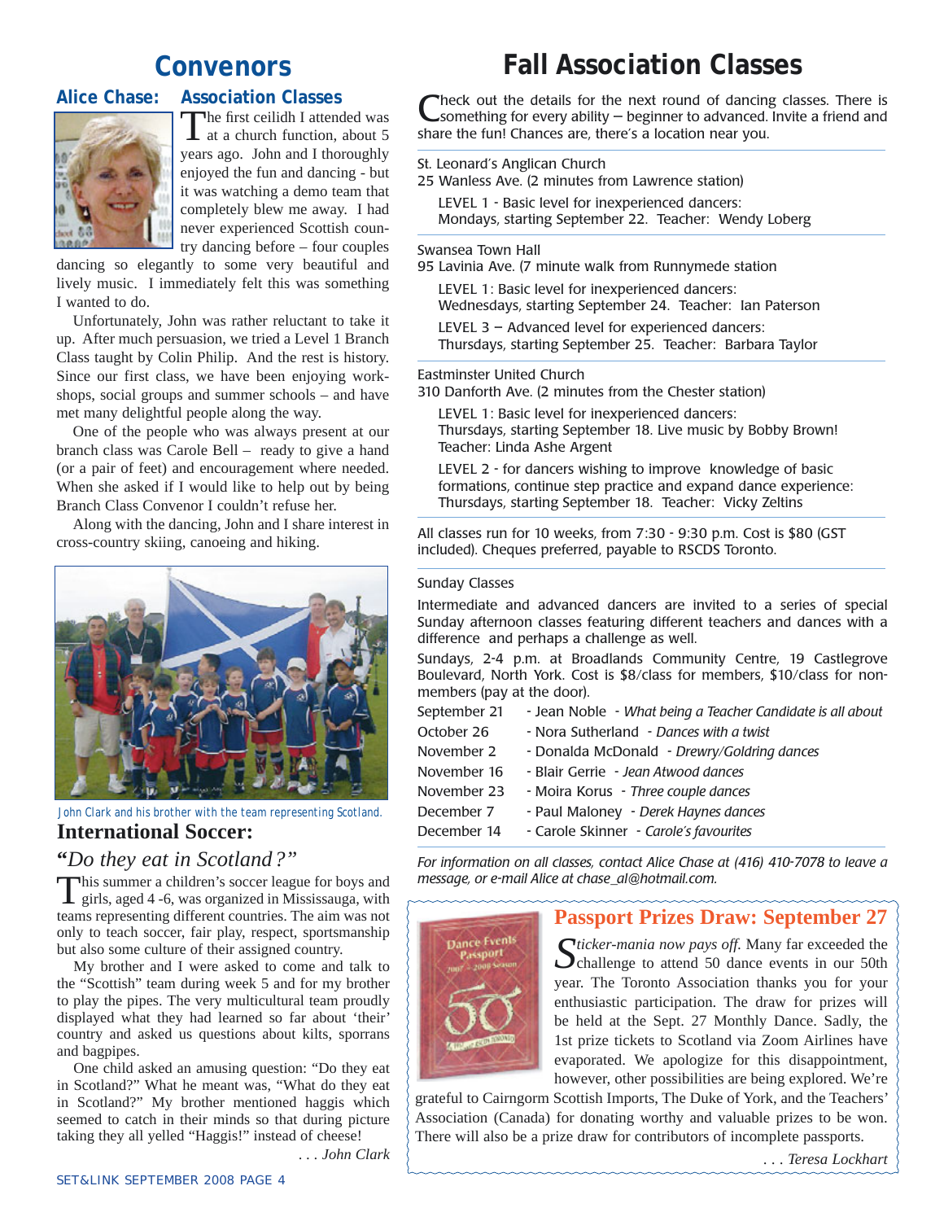# Convenors

## Alice Chase: Association Classes

The first ceilidh I attended was at a church function, about 5 years ago. John and I thoroughly enjoyed the fun and dancing - but it was watching a demo team that completely blew me away. I had never experienced Scottish country dancing before – four couples dancing so elegantly to some very beautiful and lively music. I immediately felt this was something I wanted to do.

Unfortunately, John was rather reluctant to take it up. After much persuasion, we tried a Level 1 Branch Class taught by Colin Philip. And the rest is history. Since our first class, we have been enjoying workshops, social groups and summer schools – and have met many delightful people along the way.

One of the people who was always present at our branch class was Carole Bell – ready to give a hand (or a pair of feet) and encouragement where needed. When she asked if I would like to help out by being Branch Class Convenor I couldn't refuse her.

Along with the dancing, John and I share interest in cross-country skiing, canoeing and hiking.

John Clark and his brother with the team representing Scotland.

## International Soccer:

### *"Do they eat in Scotland?"*

This summer a children's soccer league for boys and girls, aged 4 -6, was organized in Mississauga, with teams representing different countries. The aim was not only to teach soccer, fair play, respect, sportsmanship but also some culture of their assigned country.

My brother and I were asked to come and talk to the "Scottish" team during week 5 and for my brother to play the pipes. The very multicultural team proudly displayed what they had learned so far about 'their' country and asked us questions about kilts, sporrans and bagpipes.

One child asked an amusing question: "Do they eat in Scotland?" What he meant was, "What do they eat in Scotland?" My brother mentioned haggis which seemed to catch in their minds so that during picture taking they all yelled "Haggis!" instead of cheese!

*. . . John Clark*

# Fall Association Classes

Check out the details for the next round of dancing classes. There is something for every ability – beginner to advanced. Invite a friend and share the fun! Chances are, there's a location near you.

St. Leonard's Anglican Church
25 Wanless Ave. (2 minutes from Lawrence station)

LEVEL 1 - Basic level for inexperienced dancers:
Mondays, starting September 22. Teacher: Wendy Loberg

Swansea Town Hall
95 Lavinia Ave. (7 minute walk from Runnymede station

LEVEL 1: Basic level for inexperienced dancers:
Wednesdays, starting September 24. Teacher: Ian Paterson

LEVEL 3 – Advanced level for experienced dancers:
Thursdays, starting September 25. Teacher: Barbara Taylor

Eastminster United Church
310 Danforth Ave. (2 minutes from the Chester station)

LEVEL 1: Basic level for inexperienced dancers:
Thursdays, starting September 18. Live music by Bobby Brown!
Teacher: Linda Ashe Argent

LEVEL 2 - for dancers wishing to improve knowledge of basic formations, continue step practice and expand dance experience:
Thursdays, starting September 18. Teacher: Vicky Zeltins

All classes run for 10 weeks, from 7:30 - 9:30 p.m. Cost is $80 (GST included). Cheques preferred, payable to RSCDS Toronto.

Sunday Classes

Intermediate and advanced dancers are invited to a series of special Sunday afternoon classes featuring different teachers and dances with a difference and perhaps a challenge as well.

Sundays, 2-4 p.m. at Broadlands Community Centre, 19 Castlegrove Boulevard, North York. Cost is $8/class for members, $10/class for non-members (pay at the door).

| | |
|---|---|
| September 21 | - Jean Noble - *What being a Teacher Candidate is all about* |
| October 26 | - Nora Sutherland - *Dances with a twist* |
| November 2 | - Donalda McDonald - *Drewry/Goldring dances* |
| November 16 | - Blair Gerrie - *Jean Atwood dances* |
| November 23 | - Moira Korus - *Three couple dances* |
| December 7 | - Paul Maloney - *Derek Haynes dances* |
| December 14 | - Carole Skinner - *Carole's favourites* |

*For information on all classes, contact Alice Chase at (416) 410-7078 to leave a message, or e-mail Alice at chase_al@hotmail.com.*

## Passport Prizes Draw: September 27

*Sticker-mania now pays off.* Many far exceeded the challenge to attend 50 dance events in our 50th year. The Toronto Association thanks you for your enthusiastic participation. The draw for prizes will be held at the Sept. 27 Monthly Dance. Sadly, the 1st prize tickets to Scotland via Zoom Airlines have evaporated. We apologize for this disappointment, however, other possibilities are being explored. We're grateful to Cairngorm Scottish Imports, The Duke of York, and the Teachers' Association (Canada) for donating worthy and valuable prizes to be won. There will also be a prize draw for contributors of incomplete passports.

*. . . Teresa Lockhart*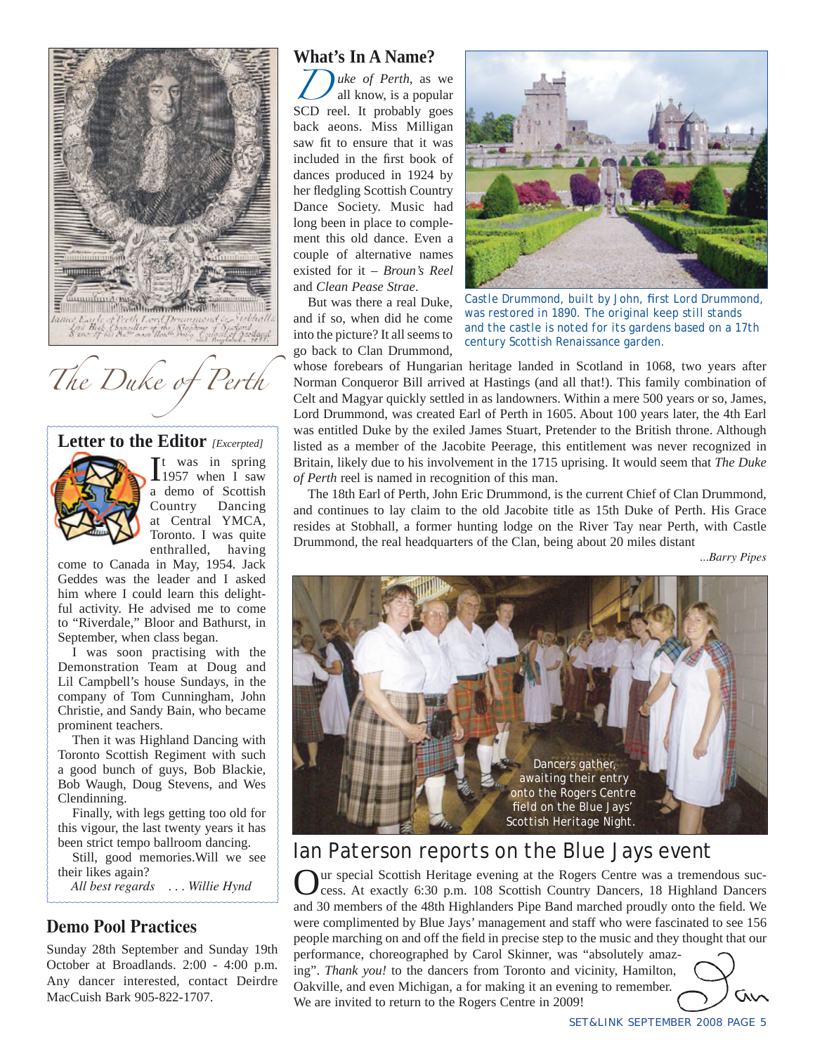## The Duke of Perth

### What's In A Name?

*Duke of Perth*, as we all know, is a popular SCD reel. It probably goes back aeons. Miss Milligan saw fit to ensure that it was included in the first book of dances produced in 1924 by her fledgling Scottish Country Dance Society. Music had long been in place to complement this old dance. Even a couple of alternative names existed for it – *Broun's Reel* and *Clean Pease Strae*.

But was there a real Duke, and if so, when did he come into the picture? It all seems to go back to Clan Drummond, whose forebears of Hungarian heritage landed in Scotland in 1068, two years after Norman Conqueror Bill arrived at Hastings (and all that!). This family combination of Celt and Magyar quickly settled in as landowners. Within a mere 500 years or so, James, Lord Drummond, was created Earl of Perth in 1605. About 100 years later, the 4th Earl was entitled Duke by the exiled James Stuart, Pretender to the British throne. Although listed as a member of the Jacobite Peerage, this entitlement was never recognized in Britain, likely due to his involvement in the 1715 uprising. It would seem that *The Duke of Perth* reel is named in recognition of this man.

The 18th Earl of Perth, John Eric Drummond, is the current Chief of Clan Drummond, and continues to lay claim to the old Jacobite title as 15th Duke of Perth. His Grace resides at Stobhall, a former hunting lodge on the River Tay near Perth, with Castle Drummond, the real headquarters of the Clan, being about 20 miles distant

*...Barry Pipes*

Castle Drummond, built by John, first Lord Drummond, was restored in 1890. The original keep still stands and the castle is noted for its gardens based on a 17th century Scottish Renaissance garden.

### Letter to the Editor *[Excerpted]*

It was in spring 1957 when I saw a demo of Scottish Country Dancing at Central YMCA, Toronto. I was quite enthralled, having come to Canada in May, 1954. Jack Geddes was the leader and I asked him where I could learn this delightful activity. He advised me to come to "Riverdale," Bloor and Bathurst, in September, when class began.

I was soon practising with the Demonstration Team at Doug and Lil Campbell's house Sundays, in the company of Tom Cunningham, John Christie, and Sandy Bain, who became prominent teachers.

Then it was Highland Dancing with Toronto Scottish Regiment with such a good bunch of guys, Bob Blackie, Bob Waugh, Doug Stevens, and Wes Clendinning.

Finally, with legs getting too old for this vigour, the last twenty years it has been strict tempo ballroom dancing.

Still, good memories.Will we see their likes again?

*All best regards . . . Willie Hynd*

### Demo Pool Practices

Sunday 28th September and Sunday 19th October at Broadlands. 2:00 - 4:00 p.m. Any dancer interested, contact Deirdre MacCuish Bark 905-822-1707.

Dancers gather, awaiting their entry onto the Rogers Centre field on the Blue Jays' Scottish Heritage Night.

## Ian Paterson reports on the Blue Jays event

Our special Scottish Heritage evening at the Rogers Centre was a tremendous success. At exactly 6:30 p.m. 108 Scottish Country Dancers, 18 Highland Dancers and 30 members of the 48th Highlanders Pipe Band marched proudly onto the field. We were complimented by Blue Jays' management and staff who were fascinated to see 156 people marching on and off the field in precise step to the music and they thought that our performance, choreographed by Carol Skinner, was "absolutely amazing". *Thank you!* to the dancers from Toronto and vicinity, Hamilton, Oakville, and even Michigan, for making it an evening to remember. We are invited to return to the Rogers Centre in 2009!

Ian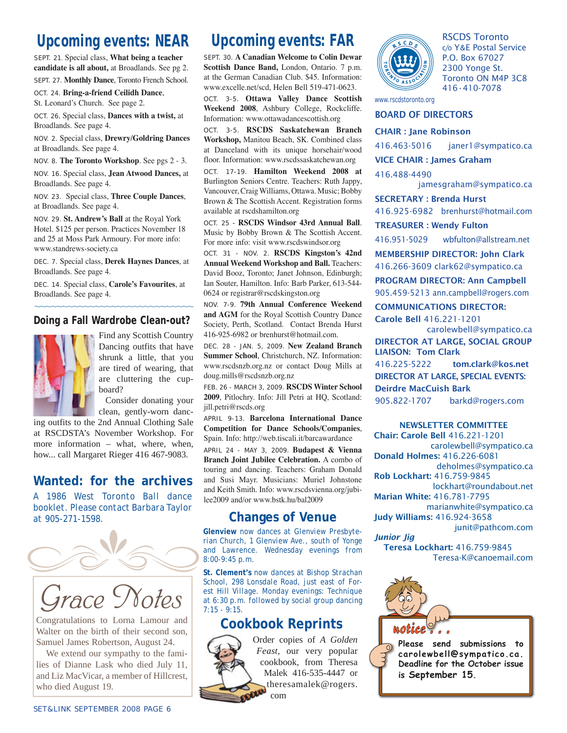## Upcoming events: NEAR

SEPT. 21. Special class, **What being a teacher candidate is all about,** at Broadlands. See pg 2.

SEPT. 27. **Monthly Dance**, Toronto French School.

OCT. 24. **Bring-a-friend Ceilidh Dance**, St. Leonard's Church. See page 2.

OCT. 26. Special class, **Dances with a twist,** at Broadlands. See page 4.

NOV. 2. Special class, **Drewry/Golding Dances** at Broadlands. See page 4.

NOV. 8. **The Toronto Workshop**. See pgs 2 - 3.

NOV. 16. Special class, **Jean Atwood Dances,** at Broadlands. See page 4.

NOV. 23. Special class, **Three Couple Dances**, at Broadlands. See page 4.

NOV. 29. **St. Andrew's Ball** at the Royal York Hotel. $125 per person. Practices November 18 and 25 at Moss Park Armoury. For more info: www.standrews-society.ca

DEC. 7. Special class, **Derek Haynes Dances**, at Broadlands. See page 4.

DEC. 14. Special class, **Carole's Favourites**, at Broadlands. See page 4.

### Doing a Fall Wardrobe Clean-out?

Find any Scottish Country Dancing outfits that have shrunk a little, that you are tired of wearing, that are cluttering the cupboard?

Consider donating your clean, gently-worn dancing outfits to the 2nd Annual Clothing Sale at RSCDSTA's November Workshop. For more information – what, where, when, how... call Margaret Rieger 416 467-9083.

## Wanted: for the archives

A 1986 West Toronto Ball dance booklet. Please contact Barbara Taylor at 905-271-1598.

## Grace Notes

Congratulations to Lorna Lamour and Walter on the birth of their second son, Samuel James Robertson, August 24.

We extend our sympathy to the families of Dianne Lask who died July 11, and Liz MacVicar, a member of Hillcrest, who died August 19.

## Upcoming events: FAR

SEPT. 30. **A Canadian Welcome to Colin Dewar Scottish Dance Band,** London, Ontario. 7 p.m. at the German Canadian Club. $45. Information: www.excelle.net/scd, Helen Bell 519-471-0623.

OCT. 3-5. **Ottawa Valley Dance Scottish Weekend 2008**, Ashbury College, Rockcliffe. Information: www.ottawadancescottish.org

OCT. 3-5. **RSCDS Saskatchewan Branch Workshop,** Manitou Beach, SK. Combined class at Danceland with its unique horsehair/wood floor. Information: www.rscdssaskatchewan.org

OCT. 17-19. **Hamilton Weekend 2008 at** Burlington Seniors Centre. Teachers: Ruth Jappy, Vancouver, Craig Williams, Ottawa. Music; Bobby Brown & The Scottish Accent. Registration forms available at rscdshamilton.org

OCT. 25 - **RSCDS Windsor 43rd Annual Ball**. Music by Bobby Brown & The Scottish Accent. For more info: visit www.rscdswindsor.org

OCT. 31 - NOV. 2. **RSCDS Kingston's 42nd Annual Weekend Workshop and Ball.** Teachers: David Booz, Toronto; Janet Johnson, Edinburgh; Ian Souter, Hamilton. Info: Barb Parker, 613-544-0624 or registrar@rscdskingston.org

NOV. 7-9. **79th Annual Conference Weekend and AGM** for the Royal Scottish Country Dance Society, Perth, Scotland. Contact Brenda Hurst 416-925-6982 or brenhurst@hotmail.com.

DEC. 28 - JAN. 5, 2009. **New Zealand Branch Summer School**, Christchurch, NZ. Information: www.rscdsnzb.org.nz or contact Doug Mills at doug.mills@rscdsnzb.org.nz

FEB. 26 - MARCH 3, 2009. **RSCDS Winter School 2009**, Pitlochry. Info: Jill Petri at HQ, Scotland: jill.petri@rscds.org

APRIL 9-13. **Barcelona International Dance Competition for Dance Schools/Companies**, Spain. Info: http://web.tiscali.it/barcawardance

APRIL 24 - MAY 3, 2009. **Budapest & Vienna Branch Joint Jubilee Celebration.** A combo of touring and dancing. Teachers: Graham Donald and Susi Mayr. Musicians: Muriel Johnstone and Keith Smith. Info: www.rscdsvienna.org/jubilee2009 and/or www.bstk.hu/bal2009

## Changes of Venue

**Glenview** now dances at Glenview Presbyterian Church, 1 Glenview Ave., south of Yonge and Lawrence. Wednesday evenings from 8:00-9:45 p.m.

**St. Clement's** now dances at Bishop Strachan School, 298 Lonsdale Road, just east of Forest Hill Village. Monday evenings: Technique at 6:30 p.m. followed by social group dancing 7:15 - 9:15.

## Cookbook Reprints

Order copies of *A Golden Feast*, our very popular cookbook, from Theresa Malek 416-535-4447 or theresamalek@rogers.com

RSCDS Toronto
c/o Y&E Postal Service
P.O. Box 67027
2300 Yonge St.
Toronto ON M4P 3C8
416-410-7078

www.rscdstoronto.org

### BOARD OF DIRECTORS

**CHAIR : Jane Robinson**
416.463-5016 janer1@sympatico.ca

**VICE CHAIR : James Graham**
416.488-4490 jamesgraham@sympatico.ca

**SECRETARY : Brenda Hurst**
416.925-6982 brenhurst@hotmail.com

**TREASURER : Wendy Fulton**
416.951-5029 wbfulton@allstream.net

**MEMBERSHIP DIRECTOR: John Clark**
416.266-3609 clark62@sympatico.ca

**PROGRAM DIRECTOR: Ann Campbell**
905.459-5213 ann.campbell@rogers.com

**COMMUNICATIONS DIRECTOR: Carole Bell** 416.221-1201
carolewbell@sympatico.ca

**DIRECTOR AT LARGE, SOCIAL GROUP LIAISON: Tom Clark**
416.225-5222 **tom.clark@kos.net**

**DIRECTOR AT LARGE, SPECIAL EVENTS: Deirdre MacCuish Bark**
905.822-1707 barkd@rogers.com

### NEWSLETTER COMMITTEE

**Chair: Carole Bell** 416.221-1201
carolewbell@sympatico.ca

**Donald Holmes:** 416.226-6081
deholmes@sympatico.ca

**Rob Lockhart:** 416.759-9845
lockhart@roundabout.net

**Marian White:** 416.781-7795
marianwhite@sympatico.ca

**Judy Williams:** 416.924-3658
junit@pathcom.com

***Junior Jig***
**Teresa Lockhart:** 416.759-9845
Teresa-K@canoemail.com

**notice . . .**

**Please send submissions to carolewbell@sympatico.ca. Deadline for the October issue is September 15.**